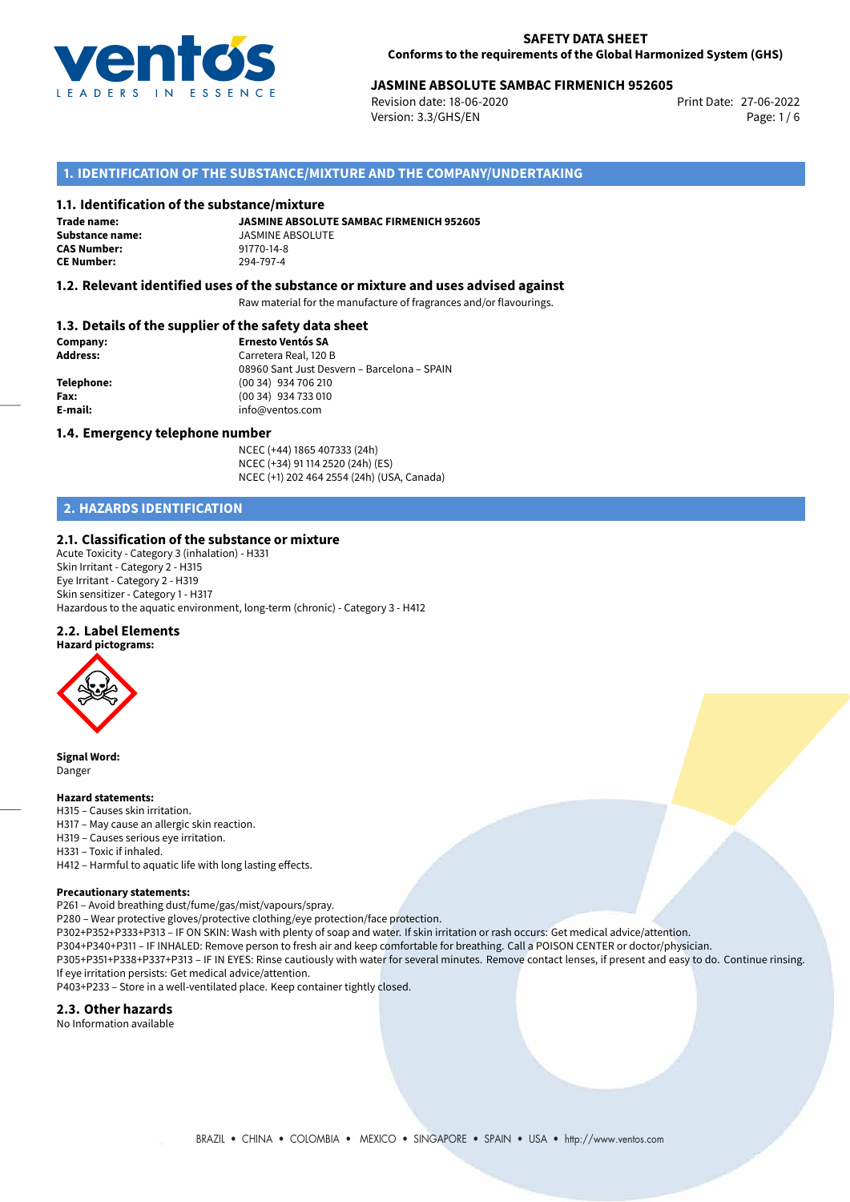**SAFETY DATA SHEET**
**Conforms to the requirements of the Global Harmonized System (GHS)**

**JASMINE ABSOLUTE SAMBAC FIRMENICH 952605**

Revision date: 18-06-2020
Version: 3.3/GHS/EN
Print Date: 27-06-2022

## 1. IDENTIFICATION OF THE SUBSTANCE/MIXTURE AND THE COMPANY/UNDERTAKING

### 1.1. Identification of the substance/mixture

**Trade name:** **JASMINE ABSOLUTE SAMBAC FIRMENICH 952605**
**Substance name:** JASMINE ABSOLUTE
**CAS Number:** 91770-14-8
**CE Number:** 294-797-4

### 1.2. Relevant identified uses of the substance or mixture and uses advised against

Raw material for the manufacture of fragrances and/or flavourings.

### 1.3. Details of the supplier of the safety data sheet

**Company:** **Ernesto Ventós SA**
**Address:** Carretera Real, 120 B
08960 Sant Just Desvern – Barcelona – SPAIN
**Telephone:** (00 34) 934 706 210
**Fax:** (00 34) 934 733 010
**E-mail:** info@ventos.com

### 1.4. Emergency telephone number

NCEC (+44) 1865 407333 (24h)
NCEC (+34) 91 114 2520 (24h) (ES)
NCEC (+1) 202 464 2554 (24h) (USA, Canada)

## 2. HAZARDS IDENTIFICATION

### 2.1. Classification of the substance or mixture

Acute Toxicity - Category 3 (inhalation) - H331
Skin Irritant - Category 2 - H315
Eye Irritant - Category 2 - H319
Skin sensitizer - Category 1 - H317
Hazardous to the aquatic environment, long-term (chronic) - Category 3 - H412

### 2.2. Label Elements

**Hazard pictograms:**

**Signal Word:**
Danger

**Hazard statements:**
H315 – Causes skin irritation.
H317 – May cause an allergic skin reaction.
H319 – Causes serious eye irritation.
H331 – Toxic if inhaled.
H412 – Harmful to aquatic life with long lasting effects.

**Precautionary statements:**
P261 – Avoid breathing dust/fume/gas/mist/vapours/spray.
P280 – Wear protective gloves/protective clothing/eye protection/face protection.
P302+P352+P333+P313 – IF ON SKIN: Wash with plenty of soap and water. If skin irritation or rash occurs: Get medical advice/attention.
P304+P340+P311 – IF INHALED: Remove person to fresh air and keep comfortable for breathing. Call a POISON CENTER or doctor/physician.
P305+P351+P338+P337+P313 – IF IN EYES: Rinse cautiously with water for several minutes. Remove contact lenses, if present and easy to do. Continue rinsing. If eye irritation persists: Get medical advice/attention.
P403+P233 – Store in a well-ventilated place. Keep container tightly closed.

### 2.3. Other hazards

No Information available

BRAZIL • CHINA • COLOMBIA • MEXICO • SINGAPORE • SPAIN • USA • http://www.ventos.com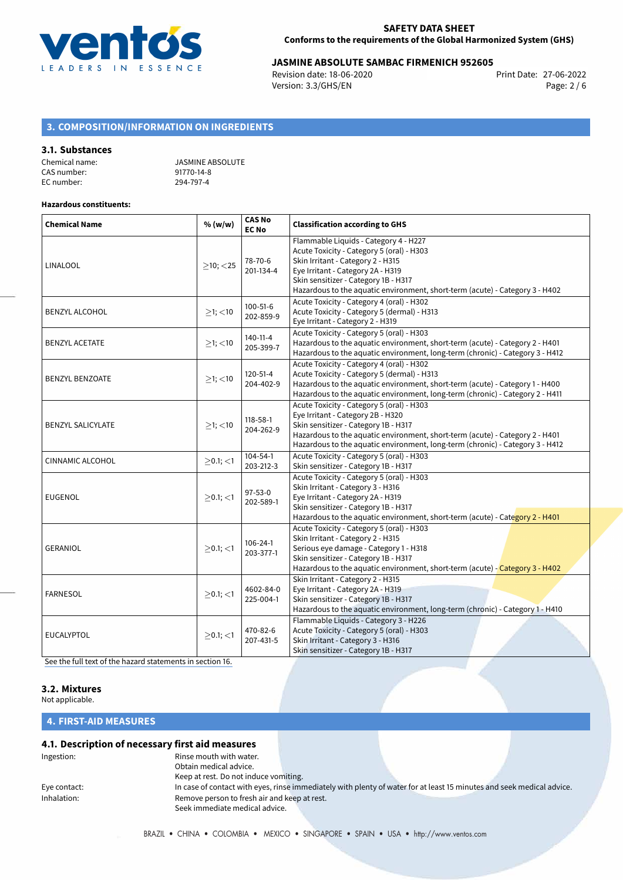## 3. COMPOSITION/INFORMATION ON INGREDIENTS

### 3.1. Substances

Chemical name: JASMINE ABSOLUTE
CAS number: 91770-14-8
EC number: 294-797-4

**Hazardous constituents:**

| Chemical Name | % (w/w) | CAS No<br>EC No | Classification according to GHS |
|---|---|---|---|
| LINALOOL | ≥10; <25 | 78-70-6<br>201-134-4 | Flammable Liquids - Category 4 - H227<br>Acute Toxicity - Category 5 (oral) - H303<br>Skin Irritant - Category 2 - H315<br>Eye Irritant - Category 2A - H319<br>Skin sensitizer - Category 1B - H317<br>Hazardous to the aquatic environment, short-term (acute) - Category 3 - H402 |
| BENZYL ALCOHOL | ≥1; <10 | 100-51-6<br>202-859-9 | Acute Toxicity - Category 4 (oral) - H302<br>Acute Toxicity - Category 5 (dermal) - H313<br>Eye Irritant - Category 2 - H319 |
| BENZYL ACETATE | ≥1; <10 | 140-11-4<br>205-399-7 | Acute Toxicity - Category 5 (oral) - H303<br>Hazardous to the aquatic environment, short-term (acute) - Category 2 - H401<br>Hazardous to the aquatic environment, long-term (chronic) - Category 3 - H412 |
| BENZYL BENZOATE | ≥1; <10 | 120-51-4<br>204-402-9 | Acute Toxicity - Category 4 (oral) - H302<br>Acute Toxicity - Category 5 (dermal) - H313<br>Hazardous to the aquatic environment, short-term (acute) - Category 1 - H400<br>Hazardous to the aquatic environment, long-term (chronic) - Category 2 - H411 |
| BENZYL SALICYLATE | ≥1; <10 | 118-58-1<br>204-262-9 | Acute Toxicity - Category 5 (oral) - H303<br>Eye Irritant - Category 2B - H320<br>Skin sensitizer - Category 1B - H317<br>Hazardous to the aquatic environment, short-term (acute) - Category 2 - H401<br>Hazardous to the aquatic environment, long-term (chronic) - Category 3 - H412 |
| CINNAMIC ALCOHOL | ≥0.1; <1 | 104-54-1<br>203-212-3 | Acute Toxicity - Category 5 (oral) - H303<br>Skin sensitizer - Category 1B - H317 |
| EUGENOL | ≥0.1; <1 | 97-53-0<br>202-589-1 | Acute Toxicity - Category 5 (oral) - H303<br>Skin Irritant - Category 3 - H316<br>Eye Irritant - Category 2A - H319<br>Skin sensitizer - Category 1B - H317<br>Hazardous to the aquatic environment, short-term (acute) - Category 2 - H401 |
| GERANIOL | ≥0.1; <1 | 106-24-1<br>203-377-1 | Acute Toxicity - Category 5 (oral) - H303<br>Skin Irritant - Category 2 - H315<br>Serious eye damage - Category 1 - H318<br>Skin sensitizer - Category 1B - H317<br>Hazardous to the aquatic environment, short-term (acute) - Category 3 - H402 |
| FARNESOL | ≥0.1; <1 | 4602-84-0<br>225-004-1 | Skin Irritant - Category 2 - H315<br>Eye Irritant - Category 2A - H319<br>Skin sensitizer - Category 1B - H317<br>Hazardous to the aquatic environment, long-term (chronic) - Category 1 - H410 |
| EUCALYPTOL | ≥0.1; <1 | 470-82-6<br>207-431-5 | Flammable Liquids - Category 3 - H226<br>Acute Toxicity - Category 5 (oral) - H303<br>Skin Irritant - Category 3 - H316<br>Skin sensitizer - Category 1B - H317 |

See the full text of the hazard statements in section 16.

### 3.2. Mixtures

Not applicable.

## 4. FIRST-AID MEASURES

### 4.1. Description of necessary first aid measures

Ingestion: Rinse mouth with water.
Obtain medical advice.
Keep at rest. Do not induce vomiting.

Eye contact: In case of contact with eyes, rinse immediately with plenty of water for at least 15 minutes and seek medical advice.

Inhalation: Remove person to fresh air and keep at rest.
Seek immediate medical advice.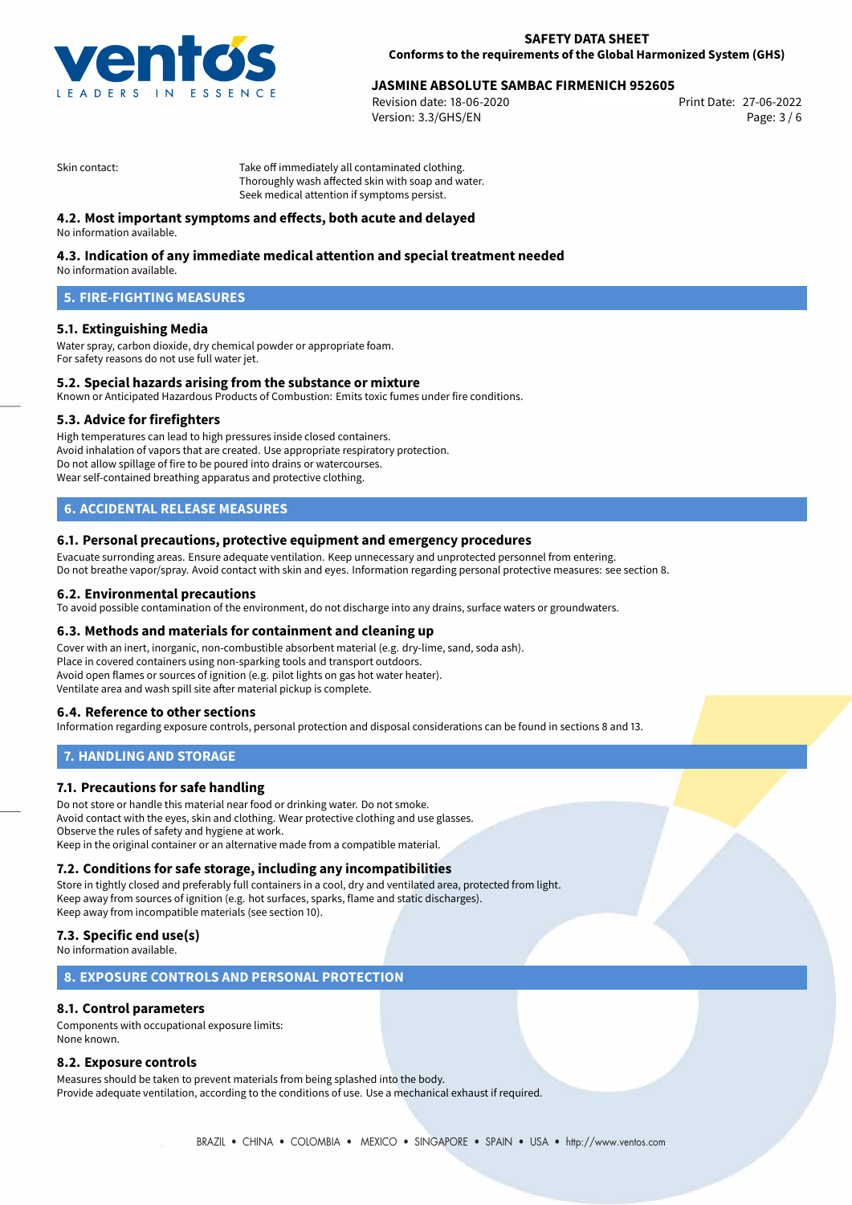Skin contact: Take off immediately all contaminated clothing.
Thoroughly wash affected skin with soap and water.
Seek medical attention if symptoms persist.

### 4.2. Most important symptoms and effects, both acute and delayed

No information available.

### 4.3. Indication of any immediate medical attention and special treatment needed

No information available.

## 5. FIRE-FIGHTING MEASURES

### 5.1. Extinguishing Media

Water spray, carbon dioxide, dry chemical powder or appropriate foam.
For safety reasons do not use full water jet.

### 5.2. Special hazards arising from the substance or mixture

Known or Anticipated Hazardous Products of Combustion: Emits toxic fumes under fire conditions.

### 5.3. Advice for firefighters

High temperatures can lead to high pressures inside closed containers.
Avoid inhalation of vapors that are created. Use appropriate respiratory protection.
Do not allow spillage of fire to be poured into drains or watercourses.
Wear self-contained breathing apparatus and protective clothing.

## 6. ACCIDENTAL RELEASE MEASURES

### 6.1. Personal precautions, protective equipment and emergency procedures

Evacuate surronding areas. Ensure adequate ventilation. Keep unnecessary and unprotected personnel from entering.
Do not breathe vapor/spray. Avoid contact with skin and eyes. Information regarding personal protective measures: see section 8.

### 6.2. Environmental precautions

To avoid possible contamination of the environment, do not discharge into any drains, surface waters or groundwaters.

### 6.3. Methods and materials for containment and cleaning up

Cover with an inert, inorganic, non-combustible absorbent material (e.g. dry-lime, sand, soda ash).
Place in covered containers using non-sparking tools and transport outdoors.
Avoid open flames or sources of ignition (e.g. pilot lights on gas hot water heater).
Ventilate area and wash spill site after material pickup is complete.

### 6.4. Reference to other sections

Information regarding exposure controls, personal protection and disposal considerations can be found in sections 8 and 13.

## 7. HANDLING AND STORAGE

### 7.1. Precautions for safe handling

Do not store or handle this material near food or drinking water. Do not smoke.
Avoid contact with the eyes, skin and clothing. Wear protective clothing and use glasses.
Observe the rules of safety and hygiene at work.
Keep in the original container or an alternative made from a compatible material.

### 7.2. Conditions for safe storage, including any incompatibilities

Store in tightly closed and preferably full containers in a cool, dry and ventilated area, protected from light.
Keep away from sources of ignition (e.g. hot surfaces, sparks, flame and static discharges).
Keep away from incompatible materials (see section 10).

### 7.3. Specific end use(s)

No information available.

## 8. EXPOSURE CONTROLS AND PERSONAL PROTECTION

### 8.1. Control parameters

Components with occupational exposure limits:
None known.

### 8.2. Exposure controls

Measures should be taken to prevent materials from being splashed into the body.
Provide adequate ventilation, according to the conditions of use. Use a mechanical exhaust if required.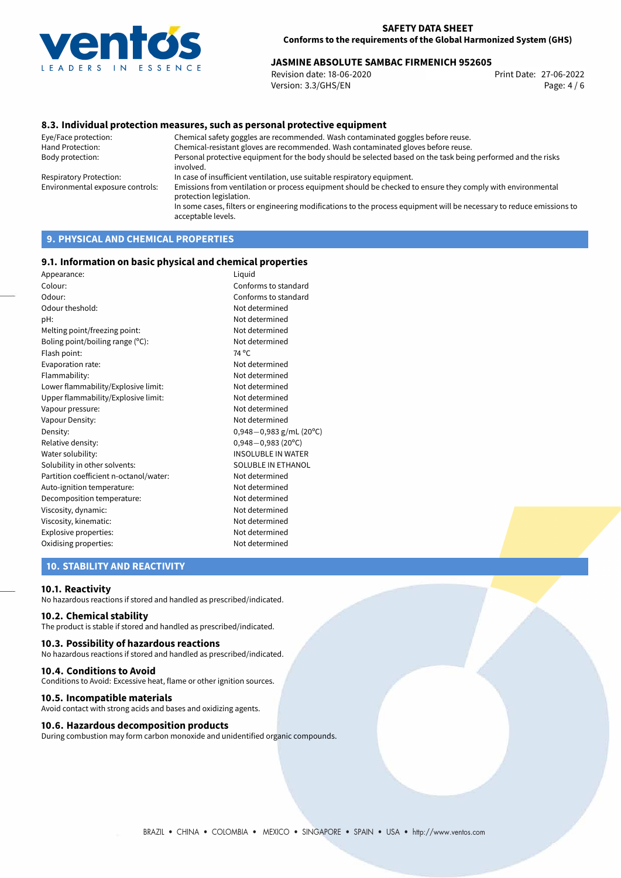### 8.3. Individual protection measures, such as personal protective equipment

| | |
|---|---|
| Eye/Face protection: | Chemical safety goggles are recommended. Wash contaminated goggles before reuse. |
| Hand Protection: | Chemical-resistant gloves are recommended. Wash contaminated gloves before reuse. |
| Body protection: | Personal protective equipment for the body should be selected based on the task being performed and the risks involved. |
| Respiratory Protection: | In case of insufficient ventilation, use suitable respiratory equipment. |
| Environmental exposure controls: | Emissions from ventilation or process equipment should be checked to ensure they comply with environmental protection legislation. In some cases, filters or engineering modifications to the process equipment will be necessary to reduce emissions to acceptable levels. |

## 9. PHYSICAL AND CHEMICAL PROPERTIES

### 9.1. Information on basic physical and chemical properties

| | |
|---|---|
| Appearance: | Liquid |
| Colour: | Conforms to standard |
| Odour: | Conforms to standard |
| Odour theshold: | Not determined |
| pH: | Not determined |
| Melting point/freezing point: | Not determined |
| Boling point/boiling range (°C): | Not determined |
| Flash point: | 74 °C |
| Evaporation rate: | Not determined |
| Flammability: | Not determined |
| Lower flammability/Explosive limit: | Not determined |
| Upper flammability/Explosive limit: | Not determined |
| Vapour pressure: | Not determined |
| Vapour Density: | Not determined |
| Density: | 0,948−0,983 g/mL (20°C) |
| Relative density: | 0,948−0,983 (20°C) |
| Water solubility: | INSOLUBLE IN WATER |
| Solubility in other solvents: | SOLUBLE IN ETHANOL |
| Partition coefficient n-octanol/water: | Not determined |
| Auto-ignition temperature: | Not determined |
| Decomposition temperature: | Not determined |
| Viscosity, dynamic: | Not determined |
| Viscosity, kinematic: | Not determined |
| Explosive properties: | Not determined |
| Oxidising properties: | Not determined |

## 10. STABILITY AND REACTIVITY

### 10.1. Reactivity
No hazardous reactions if stored and handled as prescribed/indicated.

### 10.2. Chemical stability
The product is stable if stored and handled as prescribed/indicated.

### 10.3. Possibility of hazardous reactions
No hazardous reactions if stored and handled as prescribed/indicated.

### 10.4. Conditions to Avoid
Conditions to Avoid: Excessive heat, flame or other ignition sources.

### 10.5. Incompatible materials
Avoid contact with strong acids and bases and oxidizing agents.

### 10.6. Hazardous decomposition products
During combustion may form carbon monoxide and unidentified organic compounds.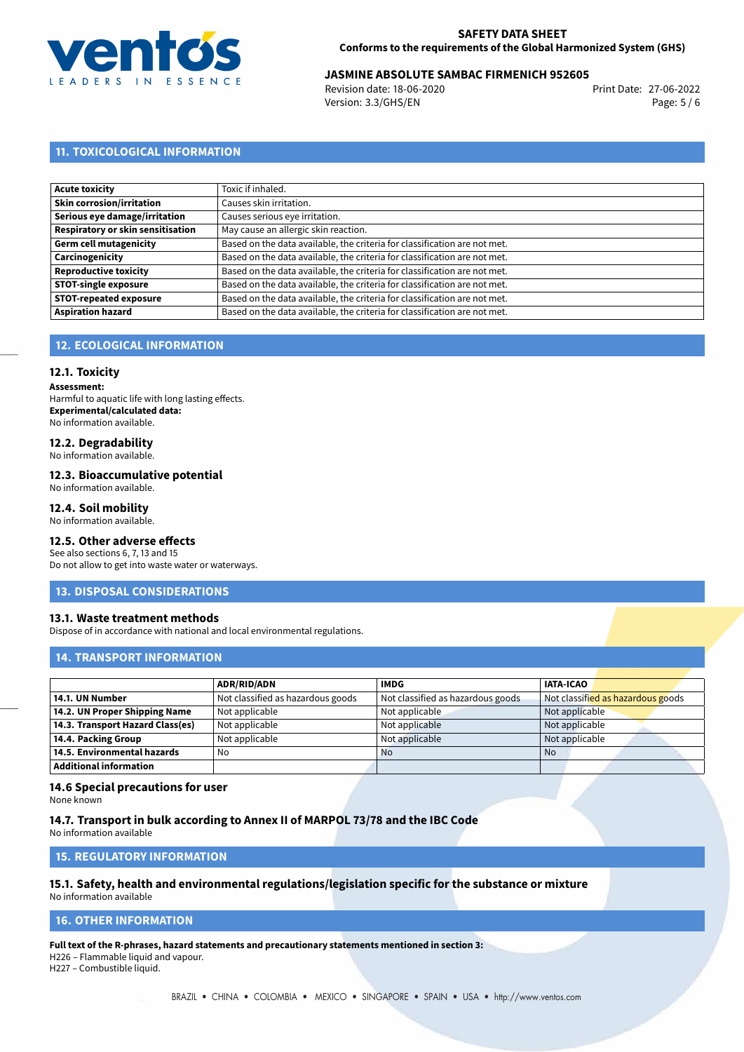## 11. TOXICOLOGICAL INFORMATION

| | |
|---|---|
| **Acute toxicity** | Toxic if inhaled. |
| **Skin corrosion/irritation** | Causes skin irritation. |
| **Serious eye damage/irritation** | Causes serious eye irritation. |
| **Respiratory or skin sensitisation** | May cause an allergic skin reaction. |
| **Germ cell mutagenicity** | Based on the data available, the criteria for classification are not met. |
| **Carcinogenicity** | Based on the data available, the criteria for classification are not met. |
| **Reproductive toxicity** | Based on the data available, the criteria for classification are not met. |
| **STOT-single exposure** | Based on the data available, the criteria for classification are not met. |
| **STOT-repeated exposure** | Based on the data available, the criteria for classification are not met. |
| **Aspiration hazard** | Based on the data available, the criteria for classification are not met. |

## 12. ECOLOGICAL INFORMATION

### 12.1. Toxicity

**Assessment:**
Harmful to aquatic life with long lasting effects.
**Experimental/calculated data:**
No information available.

### 12.2. Degradability

No information available.

### 12.3. Bioaccumulative potential

No information available.

### 12.4. Soil mobility

No information available.

### 12.5. Other adverse effects

See also sections 6, 7, 13 and 15
Do not allow to get into waste water or waterways.

## 13. DISPOSAL CONSIDERATIONS

### 13.1. Waste treatment methods

Dispose of in accordance with national and local environmental regulations.

## 14. TRANSPORT INFORMATION

| | ADR/RID/ADN | IMDG | IATA-ICAO |
|---|---|---|---|
| **14.1. UN Number** | Not classified as hazardous goods | Not classified as hazardous goods | Not classified as hazardous goods |
| **14.2. UN Proper Shipping Name** | Not applicable | Not applicable | Not applicable |
| **14.3. Transport Hazard Class(es)** | Not applicable | Not applicable | Not applicable |
| **14.4. Packing Group** | Not applicable | Not applicable | Not applicable |
| **14.5. Environmental hazards** | No | No | No |
| **Additional information** | | | |

### 14.6 Special precautions for user

None known

### 14.7. Transport in bulk according to Annex II of MARPOL 73/78 and the IBC Code

No information available

## 15. REGULATORY INFORMATION

### 15.1. Safety, health and environmental regulations/legislation specific for the substance or mixture

No information available

## 16. OTHER INFORMATION

**Full text of the R-phrases, hazard statements and precautionary statements mentioned in section 3:**
H226 – Flammable liquid and vapour.
H227 – Combustible liquid.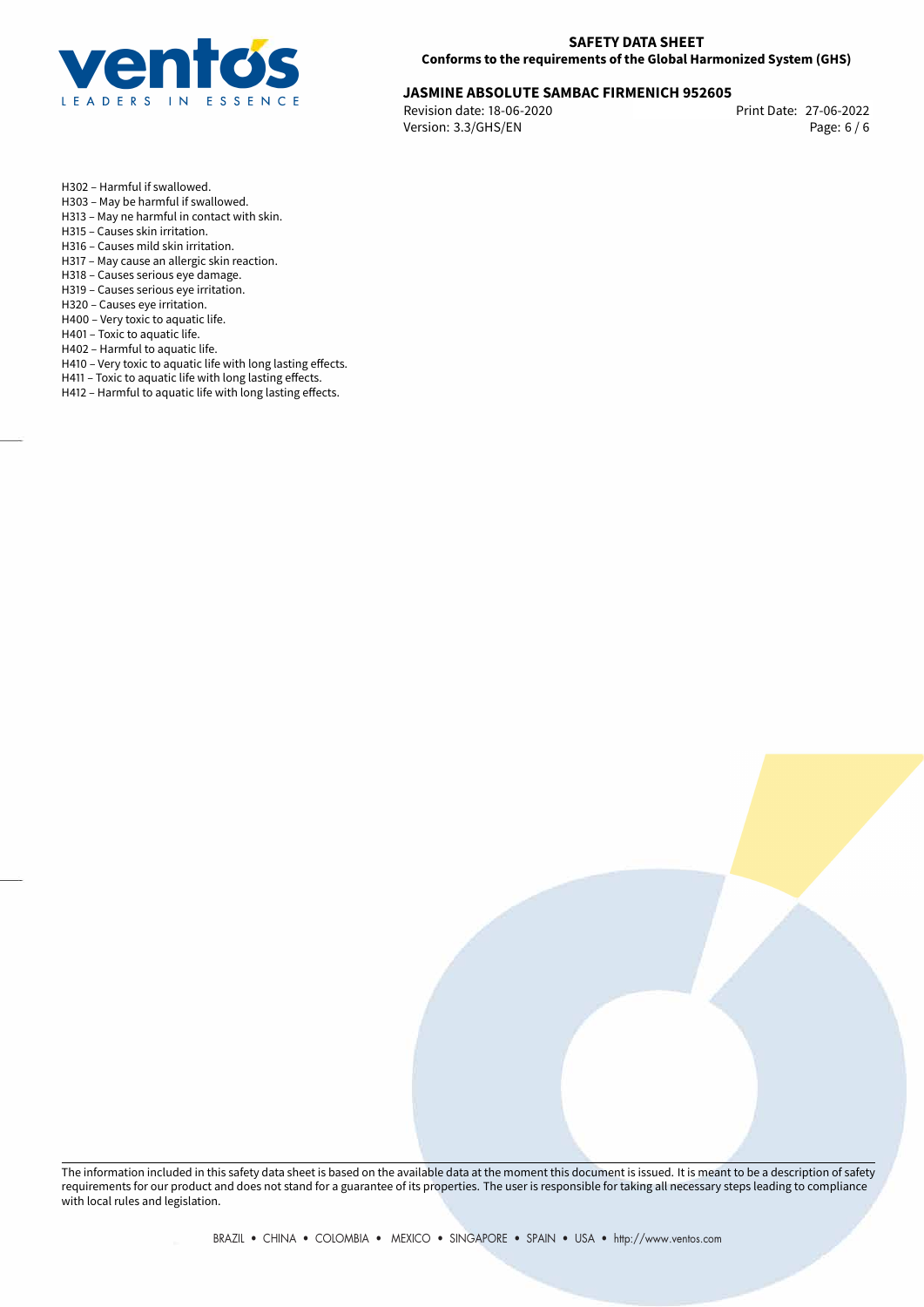H302 – Harmful if swallowed.
H303 – May be harmful if swallowed.
H313 – May ne harmful in contact with skin.
H315 – Causes skin irritation.
H316 – Causes mild skin irritation.
H317 – May cause an allergic skin reaction.
H318 – Causes serious eye damage.
H319 – Causes serious eye irritation.
H320 – Causes eye irritation.
H400 – Very toxic to aquatic life.
H401 – Toxic to aquatic life.
H402 – Harmful to aquatic life.
H410 – Very toxic to aquatic life with long lasting effects.
H411 – Toxic to aquatic life with long lasting effects.
H412 – Harmful to aquatic life with long lasting effects.

The information included in this safety data sheet is based on the available data at the moment this document is issued. It is meant to be a description of safety requirements for our product and does not stand for a guarantee of its properties. The user is responsible for taking all necessary steps leading to compliance with local rules and legislation.